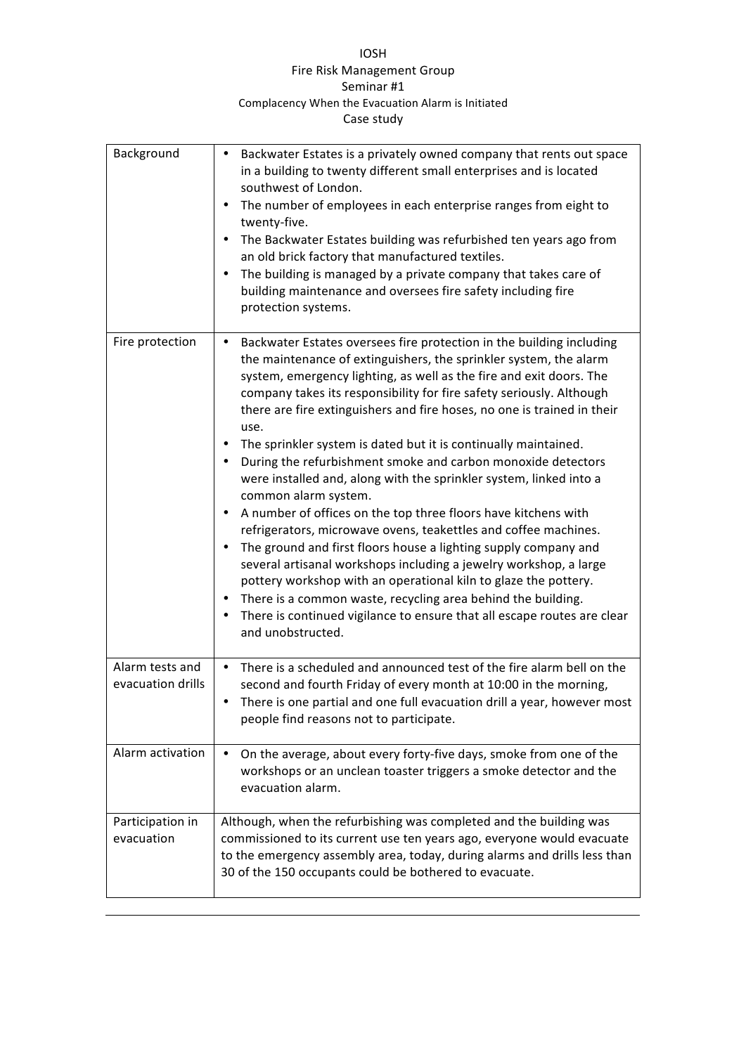IOSH

Fire Risk Management Group

Seminar #1

Complacency When the Evacuation Alarm is Initiated

Case study

| | |
|---|---|
| Background | • Backwater Estates is a privately owned company that rents out space in a building to twenty different small enterprises and is located southwest of London.<br>• The number of employees in each enterprise ranges from eight to twenty-five.<br>• The Backwater Estates building was refurbished ten years ago from an old brick factory that manufactured textiles.<br>• The building is managed by a private company that takes care of building maintenance and oversees fire safety including fire protection systems. |
| Fire protection | • Backwater Estates oversees fire protection in the building including the maintenance of extinguishers, the sprinkler system, the alarm system, emergency lighting, as well as the fire and exit doors. The company takes its responsibility for fire safety seriously. Although there are fire extinguishers and fire hoses, no one is trained in their use.<br>• The sprinkler system is dated but it is continually maintained.<br>• During the refurbishment smoke and carbon monoxide detectors were installed and, along with the sprinkler system, linked into a common alarm system.<br>• A number of offices on the top three floors have kitchens with refrigerators, microwave ovens, teakettles and coffee machines.<br>• The ground and first floors house a lighting supply company and several artisanal workshops including a jewelry workshop, a large pottery workshop with an operational kiln to glaze the pottery.<br>• There is a common waste, recycling area behind the building.<br>• There is continued vigilance to ensure that all escape routes are clear and unobstructed. |
| Alarm tests and evacuation drills | • There is a scheduled and announced test of the fire alarm bell on the second and fourth Friday of every month at 10:00 in the morning,<br>• There is one partial and one full evacuation drill a year, however most people find reasons not to participate. |
| Alarm activation | • On the average, about every forty-five days, smoke from one of the workshops or an unclean toaster triggers a smoke detector and the evacuation alarm. |
| Participation in evacuation | Although, when the refurbishing was completed and the building was commissioned to its current use ten years ago, everyone would evacuate to the emergency assembly area, today, during alarms and drills less than 30 of the 150 occupants could be bothered to evacuate. |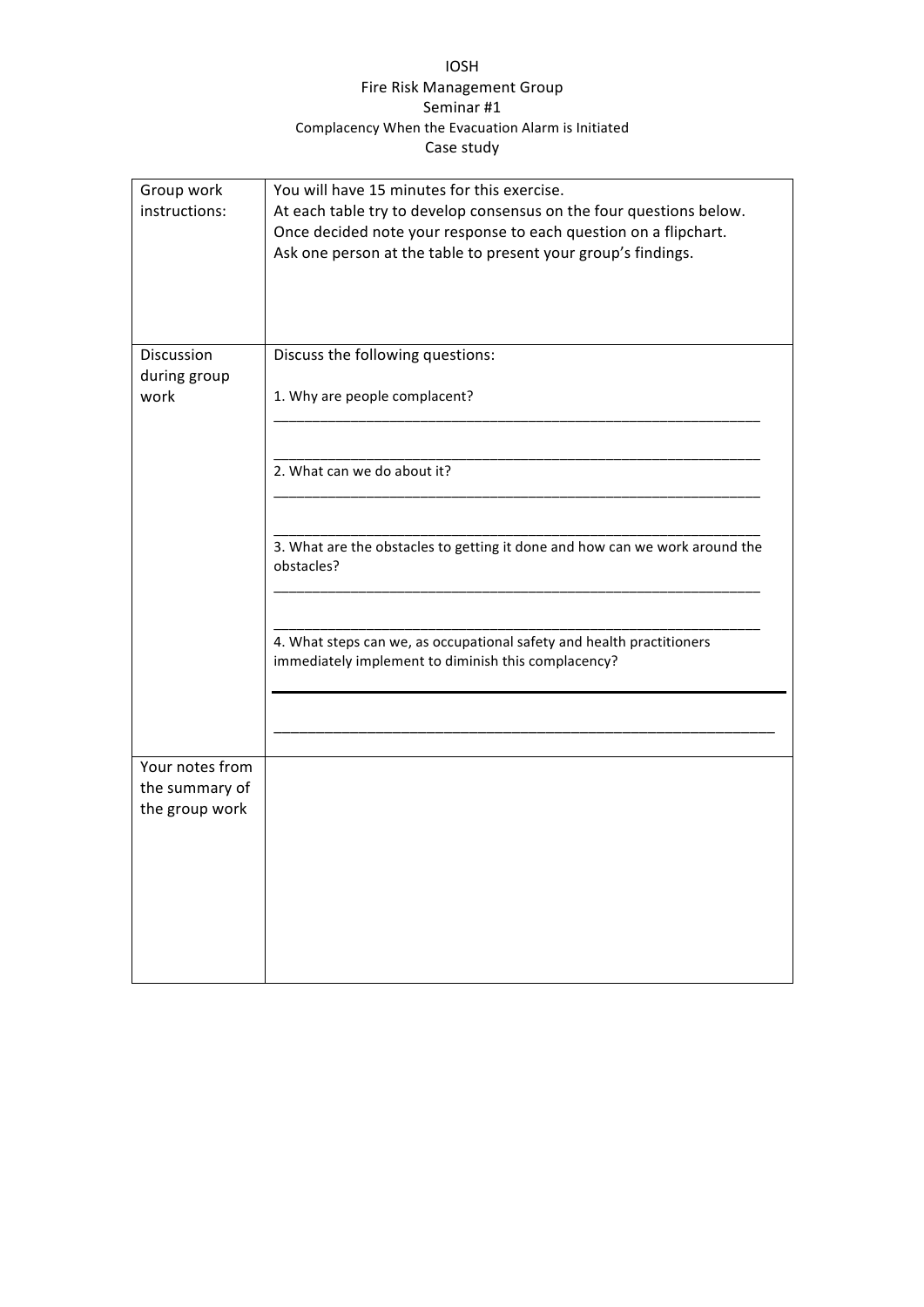IOSH

Fire Risk Management Group

Seminar #1

Complacency When the Evacuation Alarm is Initiated

Case study

| | |
|---|---|
| Group work instructions: | You will have 15 minutes for this exercise.<br>At each table try to develop consensus on the four questions below.<br>Once decided note your response to each question on a flipchart.<br>Ask one person at the table to present your group's findings. |
| Discussion during group work | Discuss the following questions:<br><br>1. Why are people complacent?<br>\_\_\_\_\_\_\_\_\_\_\_\_\_\_\_\_\_\_\_\_\_\_\_\_\_\_\_\_\_\_\_\_\_\_\_\_\_\_\_\_<br>\_\_\_\_\_\_\_\_\_\_\_\_\_\_\_\_\_\_\_\_\_\_\_\_\_\_\_\_\_\_\_\_\_\_\_\_\_\_\_\_<br>2. What can we do about it?<br>\_\_\_\_\_\_\_\_\_\_\_\_\_\_\_\_\_\_\_\_\_\_\_\_\_\_\_\_\_\_\_\_\_\_\_\_\_\_\_\_<br>\_\_\_\_\_\_\_\_\_\_\_\_\_\_\_\_\_\_\_\_\_\_\_\_\_\_\_\_\_\_\_\_\_\_\_\_\_\_\_\_<br>3. What are the obstacles to getting it done and how can we work around the obstacles?<br>\_\_\_\_\_\_\_\_\_\_\_\_\_\_\_\_\_\_\_\_\_\_\_\_\_\_\_\_\_\_\_\_\_\_\_\_\_\_\_\_<br>\_\_\_\_\_\_\_\_\_\_\_\_\_\_\_\_\_\_\_\_\_\_\_\_\_\_\_\_\_\_\_\_\_\_\_\_\_\_\_\_<br>4. What steps can we, as occupational safety and health practitioners immediately implement to diminish this complacency?<br>\_\_\_\_\_\_\_\_\_\_\_\_\_\_\_\_\_\_\_\_\_\_\_\_\_\_\_\_\_\_\_\_\_\_\_\_\_\_\_\_<br>\_\_\_\_\_\_\_\_\_\_\_\_\_\_\_\_\_\_\_\_\_\_\_\_\_\_\_\_\_\_\_\_\_\_\_\_\_\_\_\_ |
| Your notes from the summary of the group work | |